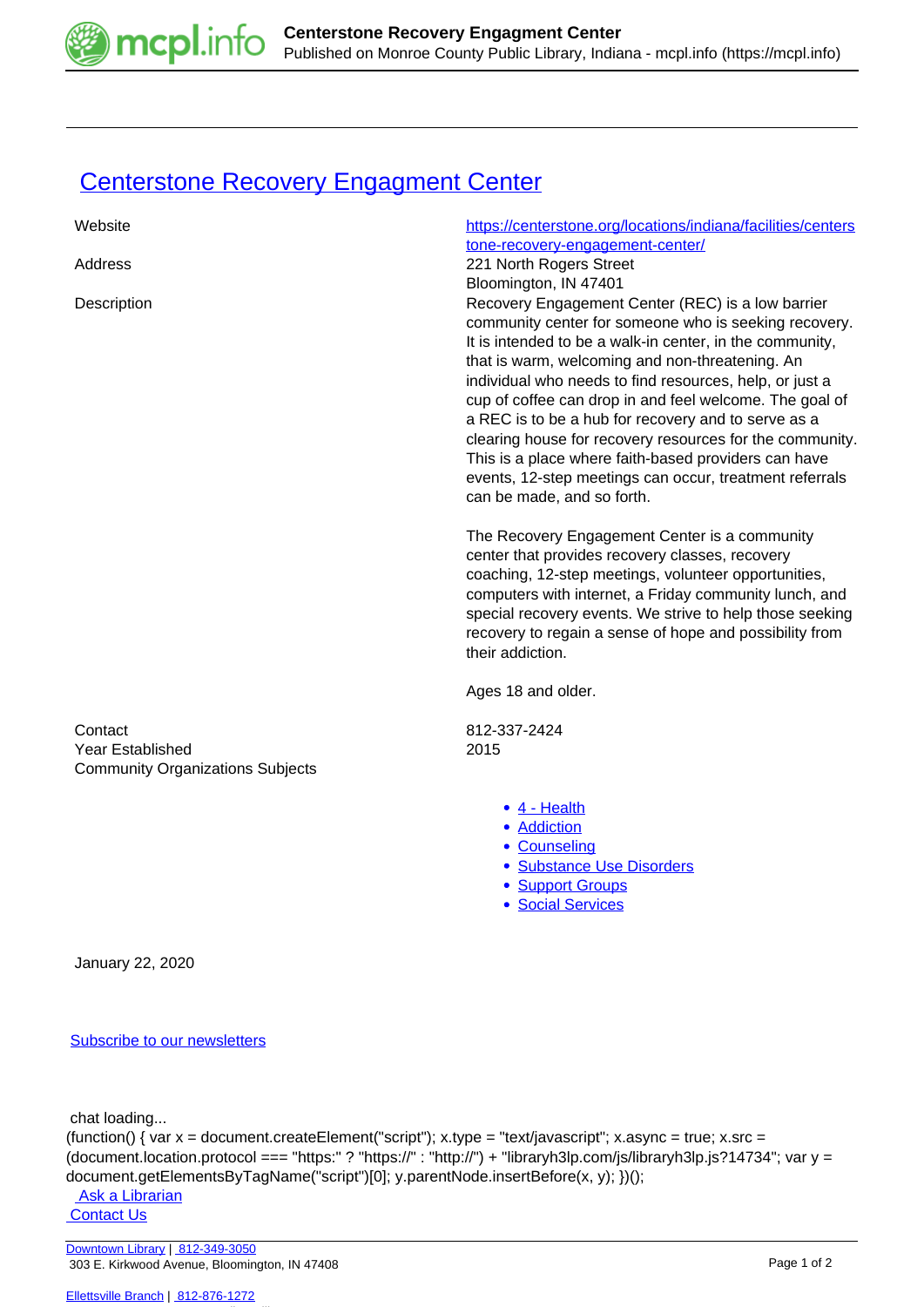# Centerstone Recovery Engagment Center

| | |
|---|---|
| Website | https://centerstone.org/locations/indiana/facilities/centerstone-recovery-engagement-center/ |
| Address | 221 North Rogers Street<br>Bloomington, IN 47401 |
| Description | Recovery Engagement Center (REC) is a low barrier community center for someone who is seeking recovery. It is intended to be a walk-in center, in the community, that is warm, welcoming and non-threatening. An individual who needs to find resources, help, or just a cup of coffee can drop in and feel welcome. The goal of a REC is to be a hub for recovery and to serve as a clearing house for recovery resources for the community. This is a place where faith-based providers can have events, 12-step meetings can occur, treatment referrals can be made, and so forth.<br><br>The Recovery Engagement Center is a community center that provides recovery classes, recovery coaching, 12-step meetings, volunteer opportunities, computers with internet, a Friday community lunch, and special recovery events. We strive to help those seeking recovery to regain a sense of hope and possibility from their addiction.<br><br>Ages 18 and older. |
| Contact | 812-337-2424 |
| Year Established | 2015 |
| Community Organizations Subjects | |

- 4 - Health
- Addiction
- Counseling
- Substance Use Disorders
- Support Groups
- Social Services

January 22, 2020

Subscribe to our newsletters

chat loading...

```
(function() { var x = document.createElement("script"); x.type = "text/javascript"; x.async = true; x.src = (document.location.protocol === "https:" ? "https://" : "http://") + "libraryh3lp.com/js/libraryh3lp.js?14734"; var y = document.getElementsByTagName("script")[0]; y.parentNode.insertBefore(x, y); })();
```

Ask a Librarian
Contact Us

Downtown Library | 812-349-3050
303 E. Kirkwood Avenue, Bloomington, IN 47408

Ellettsville Branch | 812-876-1272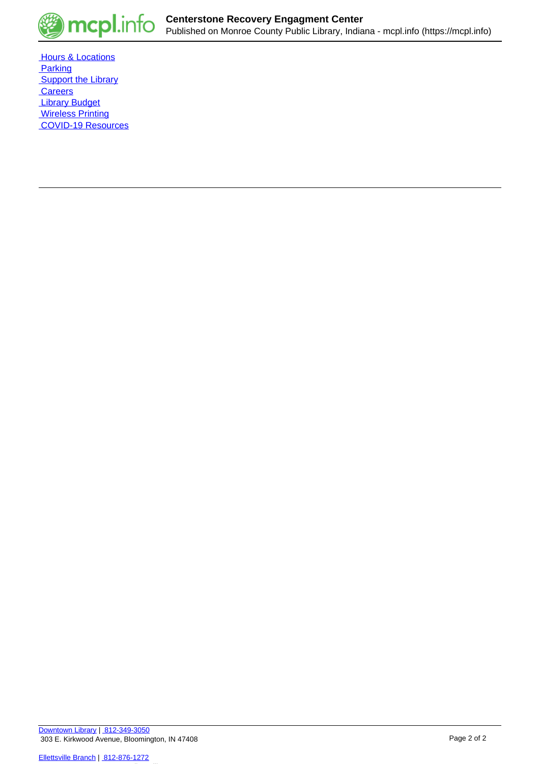- Hours & Locations
- Parking
- Support the Library
- Careers
- Library Budget
- Wireless Printing
- COVID-19 Resources

Downtown Library | 812-349-3050
303 E. Kirkwood Avenue, Bloomington, IN 47408

Ellettsville Branch | 812-876-1272